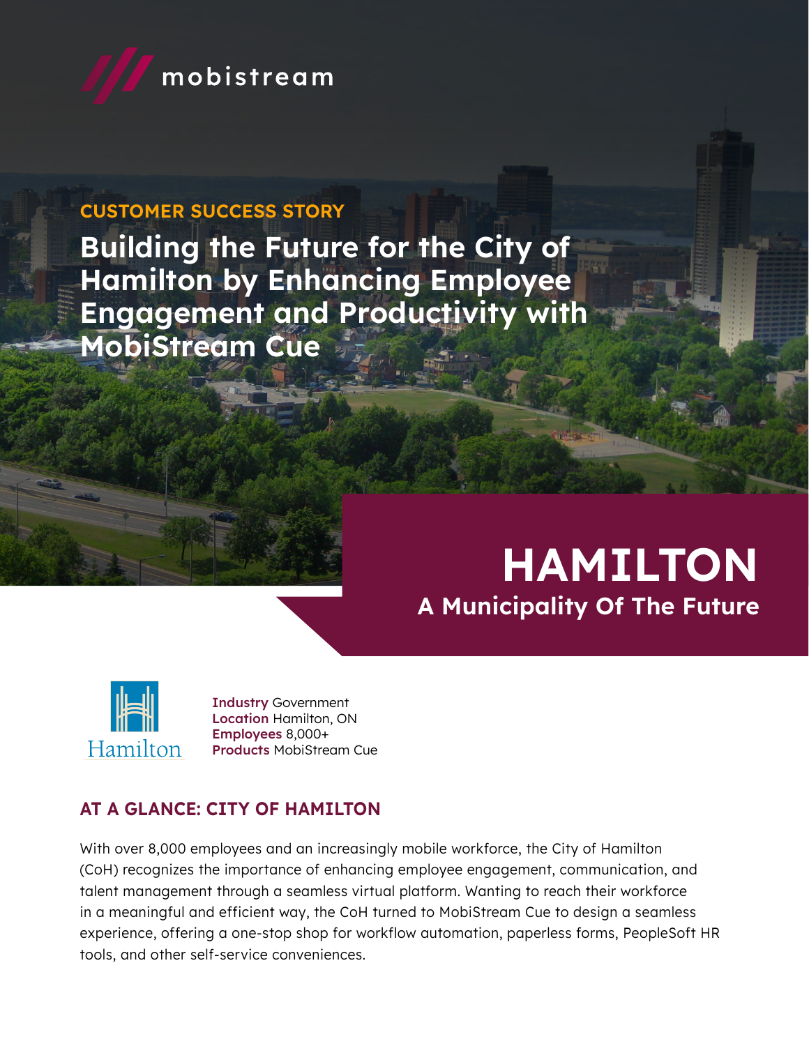mobistream

CUSTOMER SUCCESS STORY

# Building the Future for the City of Hamilton by Enhancing Employee Engagement and Productivity with MobiStream Cue

## HAMILTON

### A Municipality Of The Future

Hamilton

**Industry** Government
**Location** Hamilton, ON
**Employees** 8,000+
**Products** MobiStream Cue

## AT A GLANCE: CITY OF HAMILTON

With over 8,000 employees and an increasingly mobile workforce, the City of Hamilton (CoH) recognizes the importance of enhancing employee engagement, communication, and talent management through a seamless virtual platform. Wanting to reach their workforce in a meaningful and efficient way, the CoH turned to MobiStream Cue to design a seamless experience, offering a one-stop shop for workflow automation, paperless forms, PeopleSoft HR tools, and other self-service conveniences.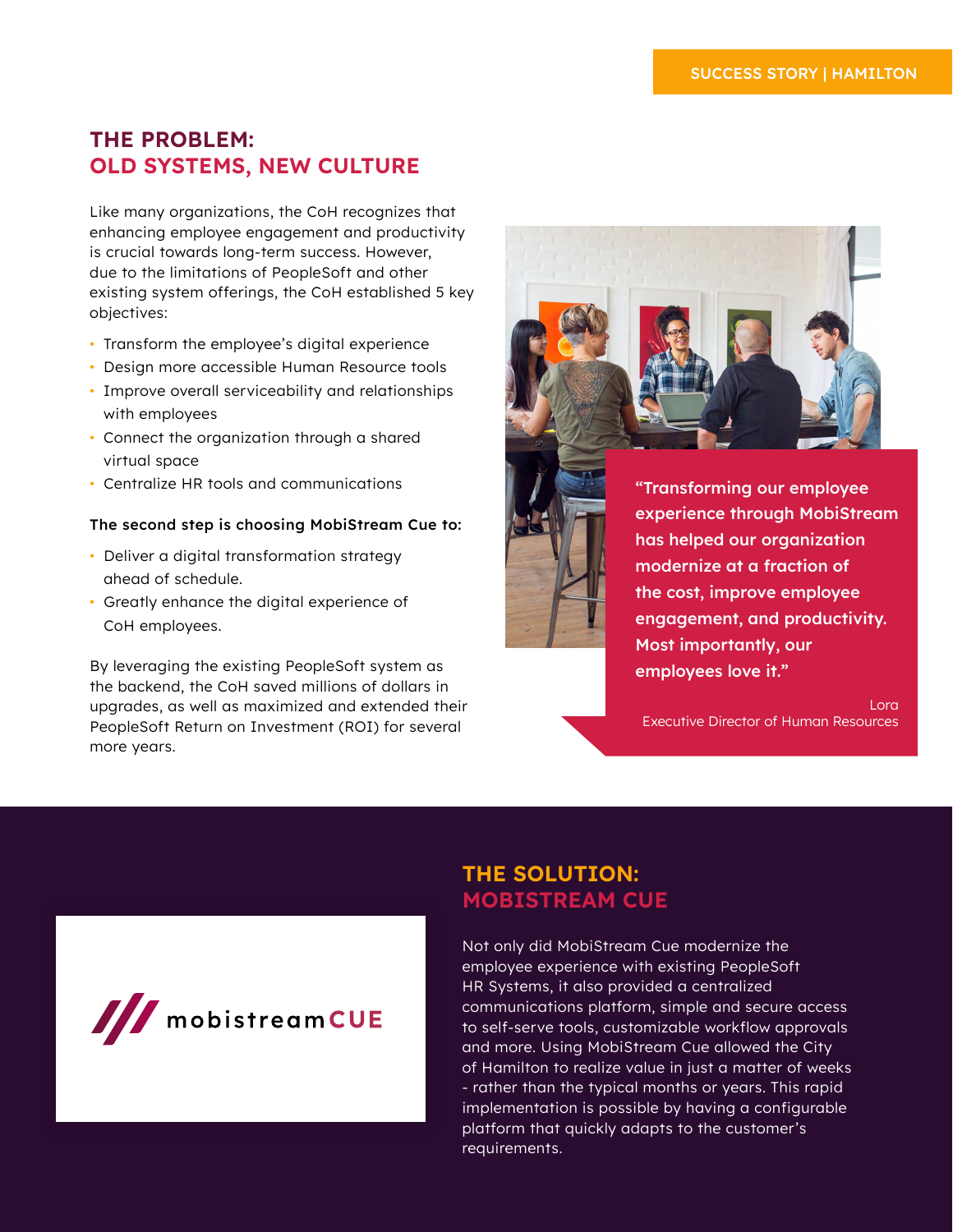## THE PROBLEM: OLD SYSTEMS, NEW CULTURE

Like many organizations, the CoH recognizes that enhancing employee engagement and productivity is crucial towards long-term success. However, due to the limitations of PeopleSoft and other existing system offerings, the CoH established 5 key objectives:

- Transform the employee's digital experience
- Design more accessible Human Resource tools
- Improve overall serviceability and relationships with employees
- Connect the organization through a shared virtual space
- Centralize HR tools and communications

**The second step is choosing MobiStream Cue to:**

- Deliver a digital transformation strategy ahead of schedule.
- Greatly enhance the digital experience of CoH employees.

By leveraging the existing PeopleSoft system as the backend, the CoH saved millions of dollars in upgrades, as well as maximized and extended their PeopleSoft Return on Investment (ROI) for several more years.

> **"Transforming our employee experience through MobiStream has helped our organization modernize at a fraction of the cost, improve employee engagement, and productivity. Most importantly, our employees love it."**
>
> Lora
> Executive Director of Human Resources

## THE SOLUTION: MOBISTREAM CUE

Not only did MobiStream Cue modernize the employee experience with existing PeopleSoft HR Systems, it also provided a centralized communications platform, simple and secure access to self-serve tools, customizable workflow approvals and more. Using MobiStream Cue allowed the City of Hamilton to realize value in just a matter of weeks - rather than the typical months or years. This rapid implementation is possible by having a configurable platform that quickly adapts to the customer's requirements.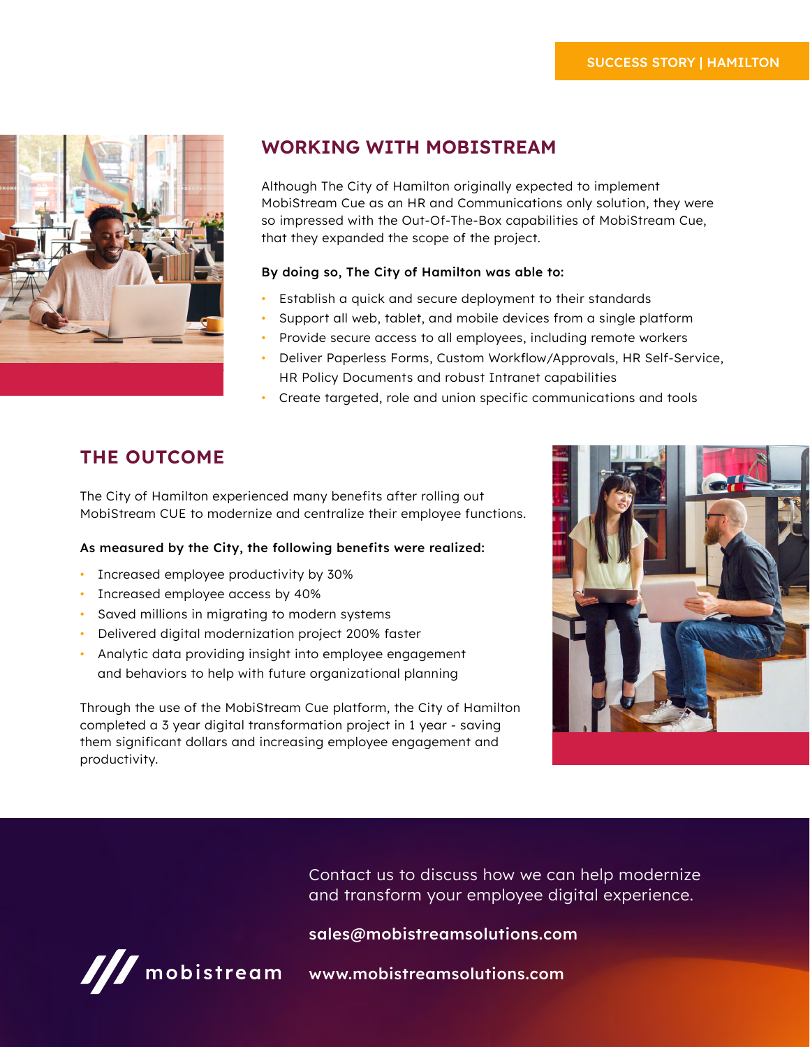SUCCESS STORY | HAMILTON

## WORKING WITH MOBISTREAM

Although The City of Hamilton originally expected to implement MobiStream Cue as an HR and Communications only solution, they were so impressed with the Out-Of-The-Box capabilities of MobiStream Cue, that they expanded the scope of the project.

**By doing so, The City of Hamilton was able to:**

- Establish a quick and secure deployment to their standards
- Support all web, tablet, and mobile devices from a single platform
- Provide secure access to all employees, including remote workers
- Deliver Paperless Forms, Custom Workflow/Approvals, HR Self-Service, HR Policy Documents and robust Intranet capabilities
- Create targeted, role and union specific communications and tools

## THE OUTCOME

The City of Hamilton experienced many benefits after rolling out MobiStream CUE to modernize and centralize their employee functions.

**As measured by the City, the following benefits were realized:**

- Increased employee productivity by 30%
- Increased employee access by 40%
- Saved millions in migrating to modern systems
- Delivered digital modernization project 200% faster
- Analytic data providing insight into employee engagement and behaviors to help with future organizational planning

Through the use of the MobiStream Cue platform, the City of Hamilton completed a 3 year digital transformation project in 1 year - saving them significant dollars and increasing employee engagement and productivity.

Contact us to discuss how we can help modernize and transform your employee digital experience.

**sales@mobistreamsolutions.com**

**www.mobistreamsolutions.com**

mobistream